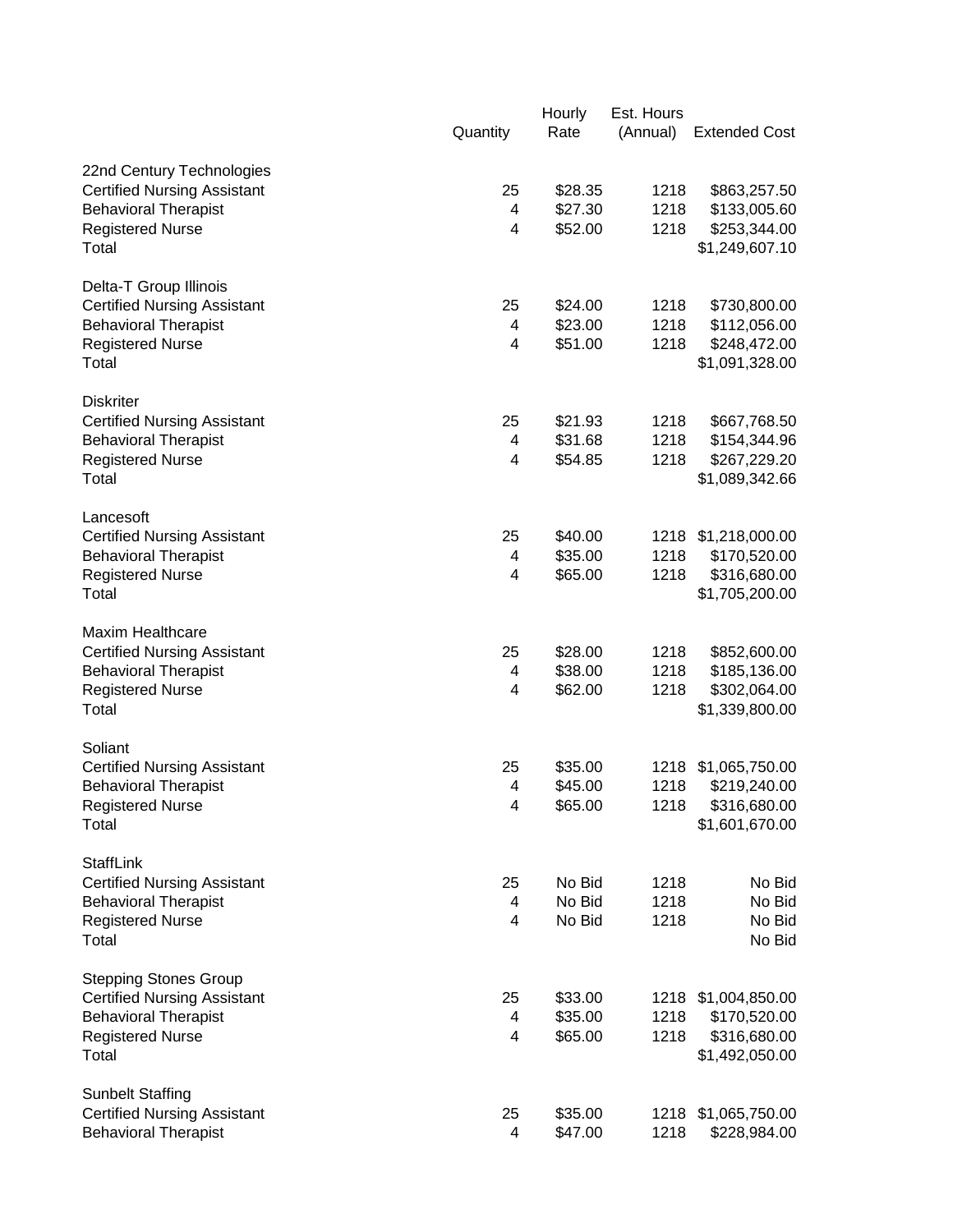| | Quantity | Hourly Rate | Est. Hours (Annual) | Extended Cost |
|---|---|---|---|---|
| 22nd Century Technologies | | | | |
| Certified Nursing Assistant | 25 | $28.35 | 1218 | $863,257.50 |
| Behavioral Therapist | 4 | $27.30 | 1218 | $133,005.60 |
| Registered Nurse | 4 | $52.00 | 1218 | $253,344.00 |
| Total | | | | $1,249,607.10 |
| Delta-T Group Illinois | | | | |
| Certified Nursing Assistant | 25 | $24.00 | 1218 | $730,800.00 |
| Behavioral Therapist | 4 | $23.00 | 1218 | $112,056.00 |
| Registered Nurse | 4 | $51.00 | 1218 | $248,472.00 |
| Total | | | | $1,091,328.00 |
| Diskriter | | | | |
| Certified Nursing Assistant | 25 | $21.93 | 1218 | $667,768.50 |
| Behavioral Therapist | 4 | $31.68 | 1218 | $154,344.96 |
| Registered Nurse | 4 | $54.85 | 1218 | $267,229.20 |
| Total | | | | $1,089,342.66 |
| Lancesoft | | | | |
| Certified Nursing Assistant | 25 | $40.00 | 1218 | $1,218,000.00 |
| Behavioral Therapist | 4 | $35.00 | 1218 | $170,520.00 |
| Registered Nurse | 4 | $65.00 | 1218 | $316,680.00 |
| Total | | | | $1,705,200.00 |
| Maxim Healthcare | | | | |
| Certified Nursing Assistant | 25 | $28.00 | 1218 | $852,600.00 |
| Behavioral Therapist | 4 | $38.00 | 1218 | $185,136.00 |
| Registered Nurse | 4 | $62.00 | 1218 | $302,064.00 |
| Total | | | | $1,339,800.00 |
| Soliant | | | | |
| Certified Nursing Assistant | 25 | $35.00 | 1218 | $1,065,750.00 |
| Behavioral Therapist | 4 | $45.00 | 1218 | $219,240.00 |
| Registered Nurse | 4 | $65.00 | 1218 | $316,680.00 |
| Total | | | | $1,601,670.00 |
| StaffLink | | | | |
| Certified Nursing Assistant | 25 | No Bid | 1218 | No Bid |
| Behavioral Therapist | 4 | No Bid | 1218 | No Bid |
| Registered Nurse | 4 | No Bid | 1218 | No Bid |
| Total | | | | No Bid |
| Stepping Stones Group | | | | |
| Certified Nursing Assistant | 25 | $33.00 | 1218 | $1,004,850.00 |
| Behavioral Therapist | 4 | $35.00 | 1218 | $170,520.00 |
| Registered Nurse | 4 | $65.00 | 1218 | $316,680.00 |
| Total | | | | $1,492,050.00 |
| Sunbelt Staffing | | | | |
| Certified Nursing Assistant | 25 | $35.00 | 1218 | $1,065,750.00 |
| Behavioral Therapist | 4 | $47.00 | 1218 | $228,984.00 |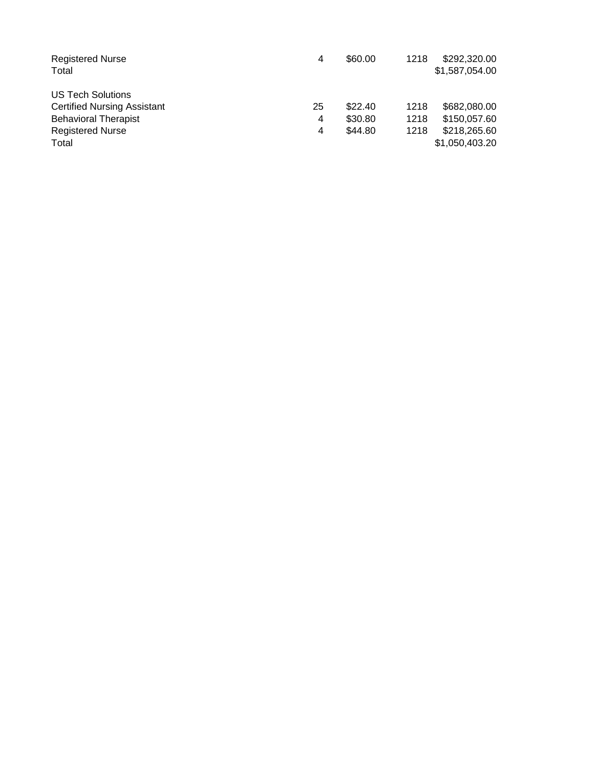| | | | | |
|---|---|---|---|---|
| Registered Nurse | 4 | $60.00 | 1218 | $292,320.00 |
| Total | | | | $1,587,054.00 |
| | | | | |
| US Tech Solutions | | | | |
| Certified Nursing Assistant | 25 | $22.40 | 1218 | $682,080.00 |
| Behavioral Therapist | 4 | $30.80 | 1218 | $150,057.60 |
| Registered Nurse | 4 | $44.80 | 1218 | $218,265.60 |
| Total | | | | $1,050,403.20 |